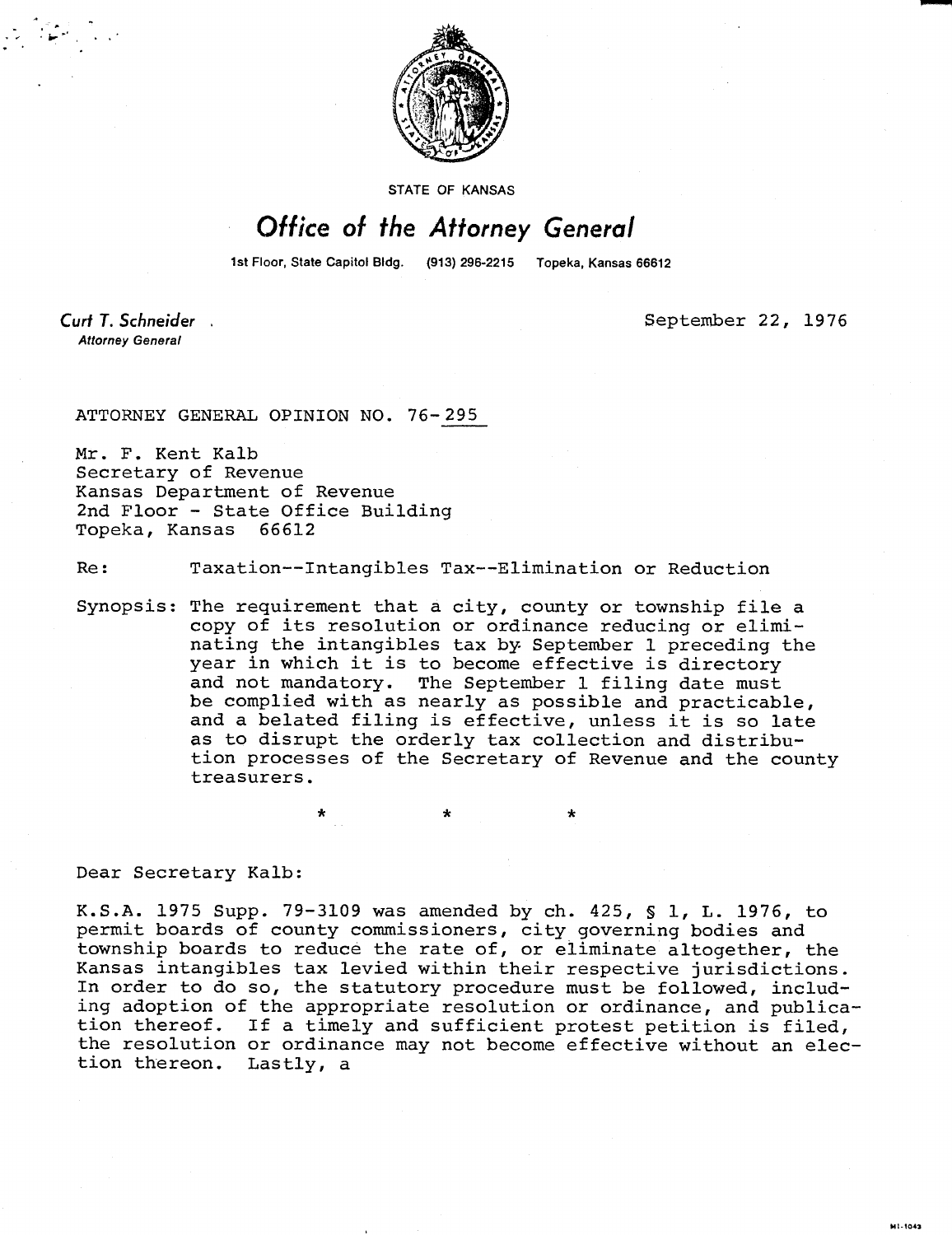STATE OF KANSAS

# Office of the Attorney General

1st Floor, State Capitol Bldg. (913) 296-2215 Topeka, Kansas 66612

*Curt T. Schneider*
*Attorney General*

September 22, 1976

ATTORNEY GENERAL OPINION NO. 76-295

Mr. F. Kent Kalb
Secretary of Revenue
Kansas Department of Revenue
2nd Floor - State Office Building
Topeka, Kansas 66612

Re: Taxation--Intangibles Tax--Elimination or Reduction

Synopsis: The requirement that a city, county or township file a copy of its resolution or ordinance reducing or eliminating the intangibles tax by September 1 preceding the year in which it is to become effective is directory and not mandatory. The September 1 filing date must be complied with as nearly as possible and practicable, and a belated filing is effective, unless it is so late as to disrupt the orderly tax collection and distribution processes of the Secretary of Revenue and the county treasurers.

\* \* \*

Dear Secretary Kalb:

K.S.A. 1975 Supp. 79-3109 was amended by ch. 425, § 1, L. 1976, to permit boards of county commissioners, city governing bodies and township boards to reduce the rate of, or eliminate altogether, the Kansas intangibles tax levied within their respective jurisdictions. In order to do so, the statutory procedure must be followed, including adoption of the appropriate resolution or ordinance, and publication thereof. If a timely and sufficient protest petition is filed, the resolution or ordinance may not become effective without an election thereon. Lastly, a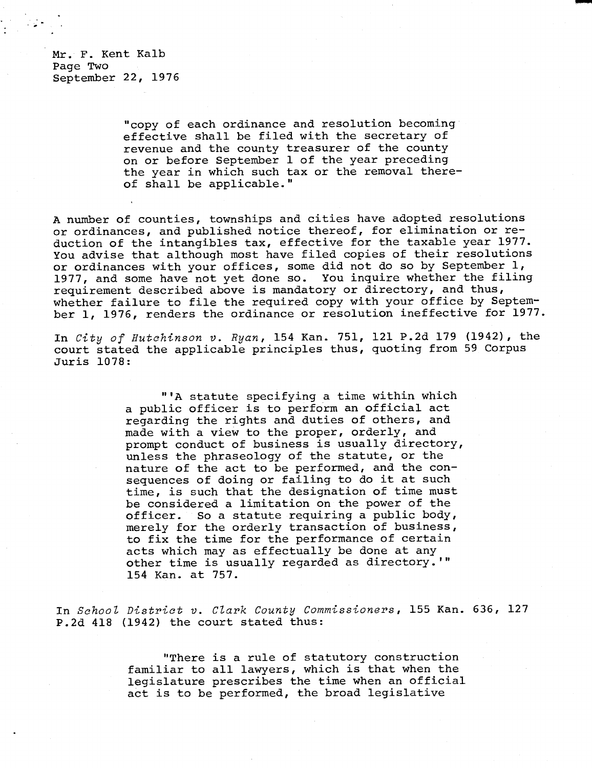"copy of each ordinance and resolution becoming effective shall be filed with the secretary of revenue and the county treasurer of the county on or before September 1 of the year preceding the year in which such tax or the removal thereof shall be applicable."

A number of counties, townships and cities have adopted resolutions or ordinances, and published notice thereof, for elimination or reduction of the intangibles tax, effective for the taxable year 1977. You advise that although most have filed copies of their resolutions or ordinances with your offices, some did not do so by September 1, 1977, and some have not yet done so. You inquire whether the filing requirement described above is mandatory or directory, and thus, whether failure to file the required copy with your office by September 1, 1976, renders the ordinance or resolution ineffective for 1977.

In *City of Hutchinson v. Ryan*, 154 Kan. 751, 121 P.2d 179 (1942), the court stated the applicable principles thus, quoting from 59 Corpus Juris 1078:

> "'A statute specifying a time within which a public officer is to perform an official act regarding the rights and duties of others, and made with a view to the proper, orderly, and prompt conduct of business is usually directory, unless the phraseology of the statute, or the nature of the act to be performed, and the consequences of doing or failing to do it at such time, is such that the designation of time must be considered a limitation on the power of the officer. So a statute requiring a public body, merely for the orderly transaction of business, to fix the time for the performance of certain acts which may as effectually be done at any other time is usually regarded as directory.'" 154 Kan. at 757.

In *School District v. Clark County Commissioners*, 155 Kan. 636, 127 P.2d 418 (1942) the court stated thus:

> "There is a rule of statutory construction familiar to all lawyers, which is that when the legislature prescribes the time when an official act is to be performed, the broad legislative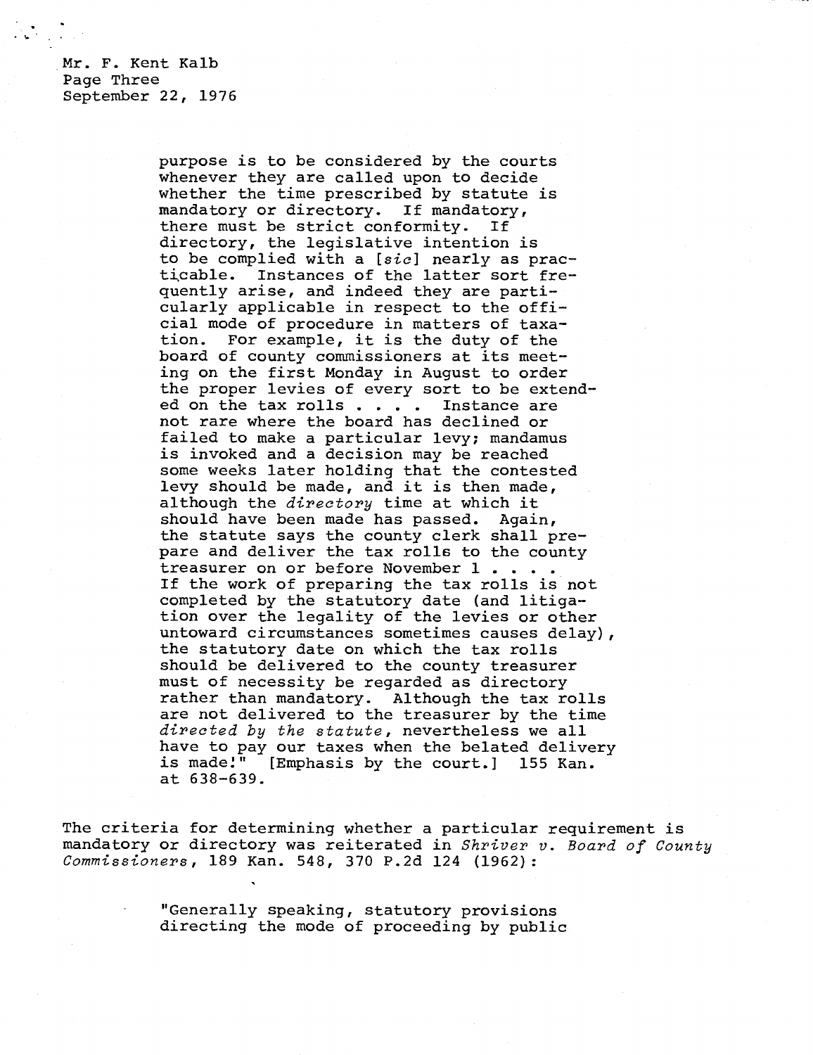purpose is to be considered by the courts whenever they are called upon to decide whether the time prescribed by statute is mandatory or directory. If mandatory, there must be strict conformity. If directory, the legislative intention is to be complied with a [*sic*] nearly as practicable. Instances of the latter sort frequently arise, and indeed they are particularly applicable in respect to the official mode of procedure in matters of taxation. For example, it is the duty of the board of county commissioners at its meeting on the first Monday in August to order the proper levies of every sort to be extended on the tax rolls . . . . Instance are not rare where the board has declined or failed to make a particular levy; mandamus is invoked and a decision may be reached some weeks later holding that the contested levy should be made, and it is then made, although the *directory* time at which it should have been made has passed. Again, the statute says the county clerk shall prepare and deliver the tax rolls to the county treasurer on or before November 1 . . . . If the work of preparing the tax rolls is not completed by the statutory date (and litigation over the legality of the levies or other untoward circumstances sometimes causes delay), the statutory date on which the tax rolls should be delivered to the county treasurer must of necessity be regarded as directory rather than mandatory. Although the tax rolls are not delivered to the treasurer by the time *directed by the statute*, nevertheless we all have to pay our taxes when the belated delivery is made!" [Emphasis by the court.] 155 Kan. at 638-639.

The criteria for determining whether a particular requirement is mandatory or directory was reiterated in *Shriver v. Board of County Commissioners*, 189 Kan. 548, 370 P.2d 124 (1962):

"Generally speaking, statutory provisions directing the mode of proceeding by public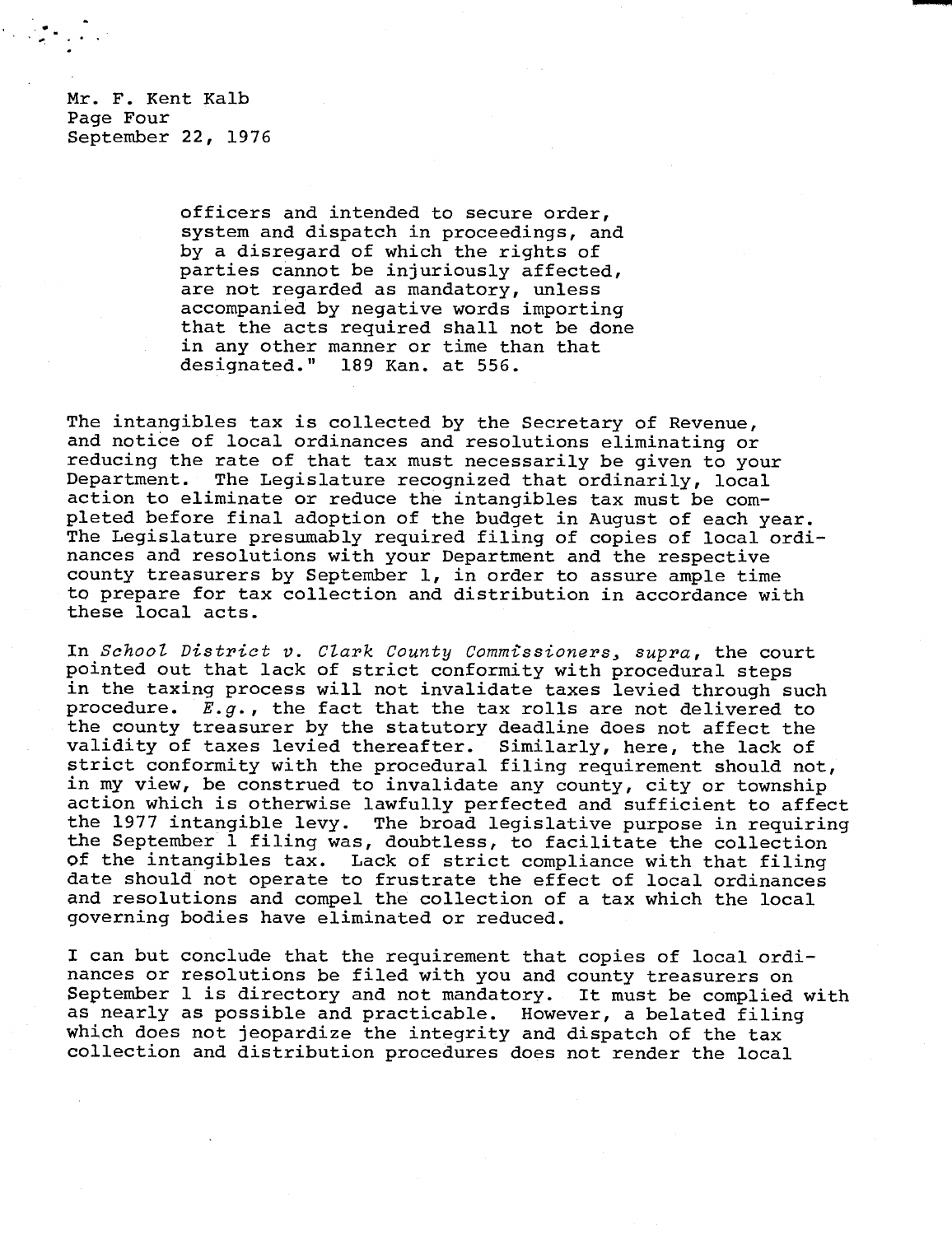officers and intended to secure order, system and dispatch in proceedings, and by a disregard of which the rights of parties cannot be injuriously affected, are not regarded as mandatory, unless accompanied by negative words importing that the acts required shall not be done in any other manner or time than that designated." 189 Kan. at 556.

The intangibles tax is collected by the Secretary of Revenue, and notice of local ordinances and resolutions eliminating or reducing the rate of that tax must necessarily be given to your Department. The Legislature recognized that ordinarily, local action to eliminate or reduce the intangibles tax must be completed before final adoption of the budget in August of each year. The Legislature presumably required filing of copies of local ordinances and resolutions with your Department and the respective county treasurers by September 1, in order to assure ample time to prepare for tax collection and distribution in accordance with these local acts.

In *School District v. Clark County Commissioners*, *supra*, the court pointed out that lack of strict conformity with procedural steps in the taxing process will not invalidate taxes levied through such procedure. *E.g.*, the fact that the tax rolls are not delivered to the county treasurer by the statutory deadline does not affect the validity of taxes levied thereafter. Similarly, here, the lack of strict conformity with the procedural filing requirement should not, in my view, be construed to invalidate any county, city or township action which is otherwise lawfully perfected and sufficient to affect the 1977 intangible levy. The broad legislative purpose in requiring the September 1 filing was, doubtless, to facilitate the collection of the intangibles tax. Lack of strict compliance with that filing date should not operate to frustrate the effect of local ordinances and resolutions and compel the collection of a tax which the local governing bodies have eliminated or reduced.

I can but conclude that the requirement that copies of local ordinances or resolutions be filed with you and county treasurers on September 1 is directory and not mandatory. It must be complied with as nearly as possible and practicable. However, a belated filing which does not jeopardize the integrity and dispatch of the tax collection and distribution procedures does not render the local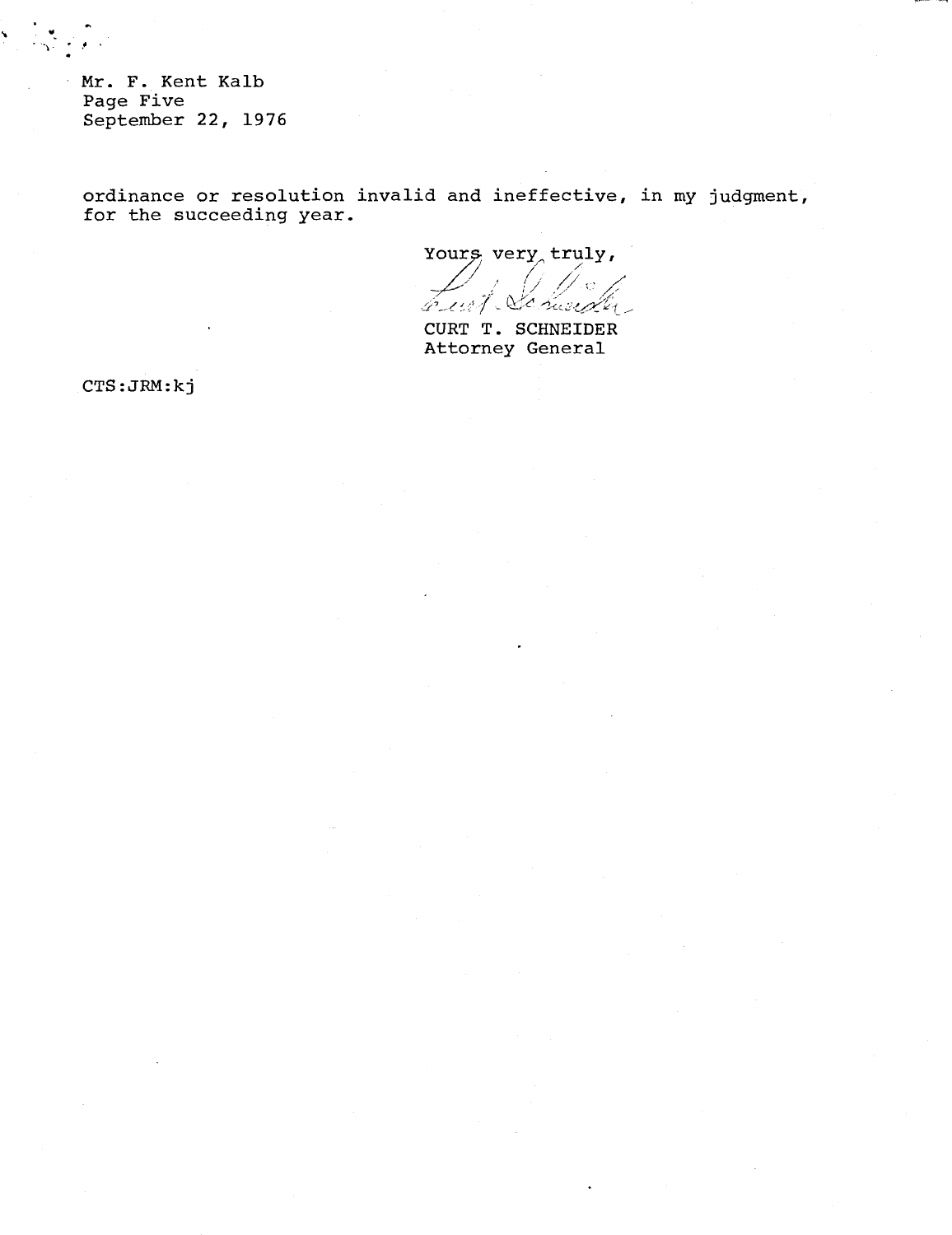ordinance or resolution invalid and ineffective, in my judgment, for the succeeding year.

Yours very truly,

CURT T. SCHNEIDER
Attorney General

CTS:JRM:kj